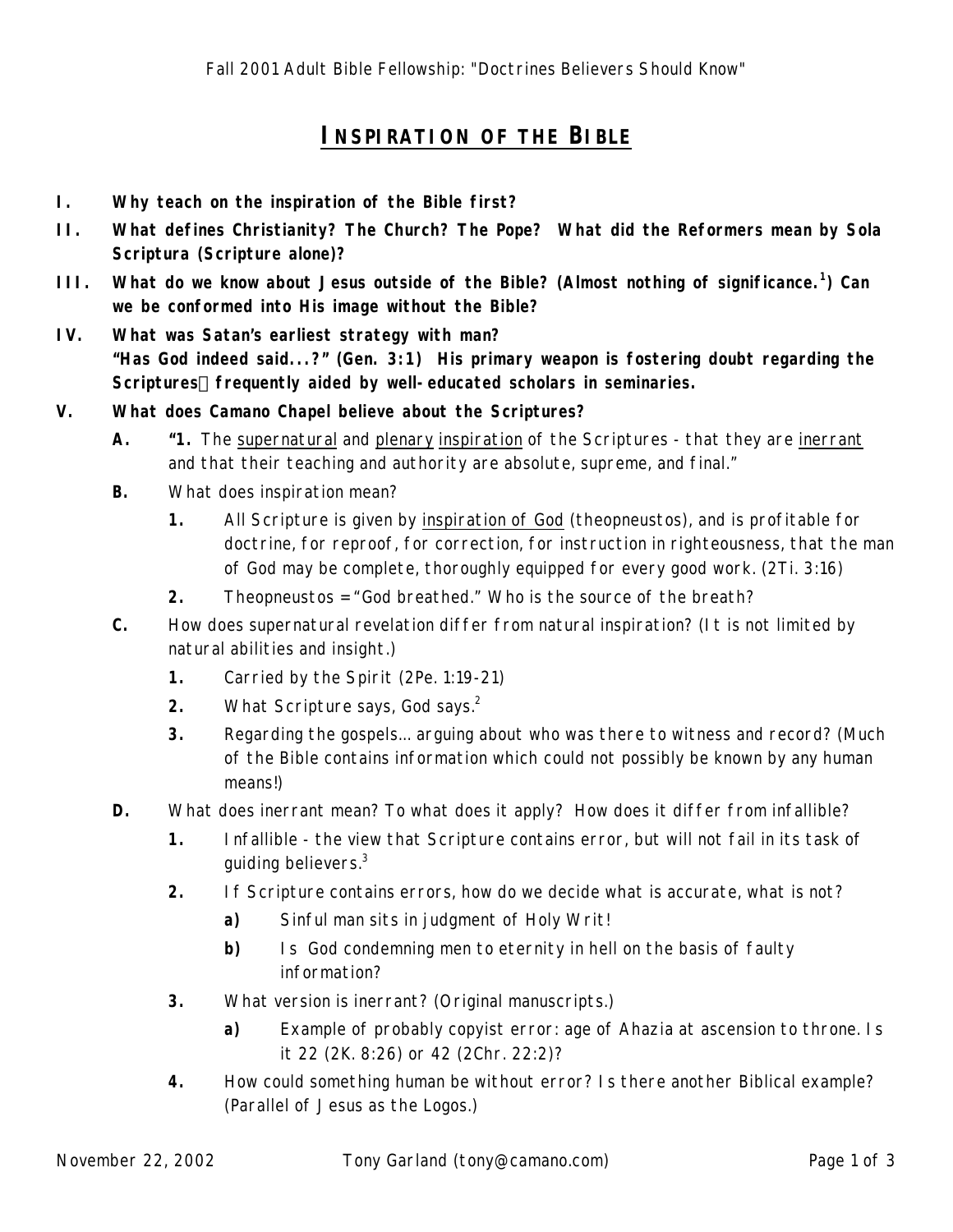Fall 2001 Adult Bible Fellowship: "Doctrines Believers Should Know"

# INSPIRATION OF THE BIBLE

**I. Why teach on the inspiration of the Bible first?**

**II. What defines Christianity? The Church? The Pope? What did the Reformers mean by Sola Scriptura (Scripture alone)?**

**III. What do we know about Jesus outside of the Bible? (Almost nothing of significance.[1]) Can we be conformed into His image without the Bible?**

**IV. What was Satan's earliest strategy with man?**
**"Has God indeed said...?" (Gen. 3:1) His primary weapon is fostering doubt regarding the Scriptures frequently aided by well-educated scholars in seminaries.**

**V. What does Camano Chapel believe about the Scriptures?**

- **A.** **"1.** The <u>supernatural</u> and <u>plenary</u> <u>inspiration</u> of the Scriptures - that they are <u>inerrant</u> and that their teaching and authority are absolute, supreme, and final."
- **B.** What does inspiration mean?
  - **1.** All Scripture is given by <u>inspiration of God</u> (theopneustos), and is profitable for doctrine, for reproof, for correction, for instruction in righteousness, that the man of God may be complete, thoroughly equipped for every good work. (2Ti. 3:16)
  - **2.** Theopneustos = "God breathed." Who is the source of the breath?
- **C.** How does supernatural revelation differ from natural inspiration? (It is not limited by natural abilities and insight.)
  - **1.** Carried by the Spirit (2Pe. 1:19-21)
  - **2.** What Scripture says, God says.[2]
  - **3.** Regarding the gospels… arguing about who was there to witness and record? (Much of the Bible contains information which could not possibly be known by any human means!)
- **D.** What does inerrant mean? To what does it apply? How does it differ from infallible?
  - **1.** Infallible - the view that Scripture contains error, but will not fail in its task of guiding believers.[3]
  - **2.** If Scripture contains errors, how do we decide what is accurate, what is not?
    - **a)** Sinful man sits in judgment of Holy Writ!
    - **b)** Is God condemning men to eternity in hell on the basis of faulty information?
  - **3.** What version is inerrant? (Original manuscripts.)
    - **a)** Example of probably copyist error: age of Ahazia at ascension to throne. Is it 22 (2K. 8:26) or 42 (2Chr. 22:2)?
  - **4.** How could something human be without error? Is there another Biblical example? (Parallel of Jesus as the Logos.)

November 22, 2002 Tony Garland (tony@camano.com)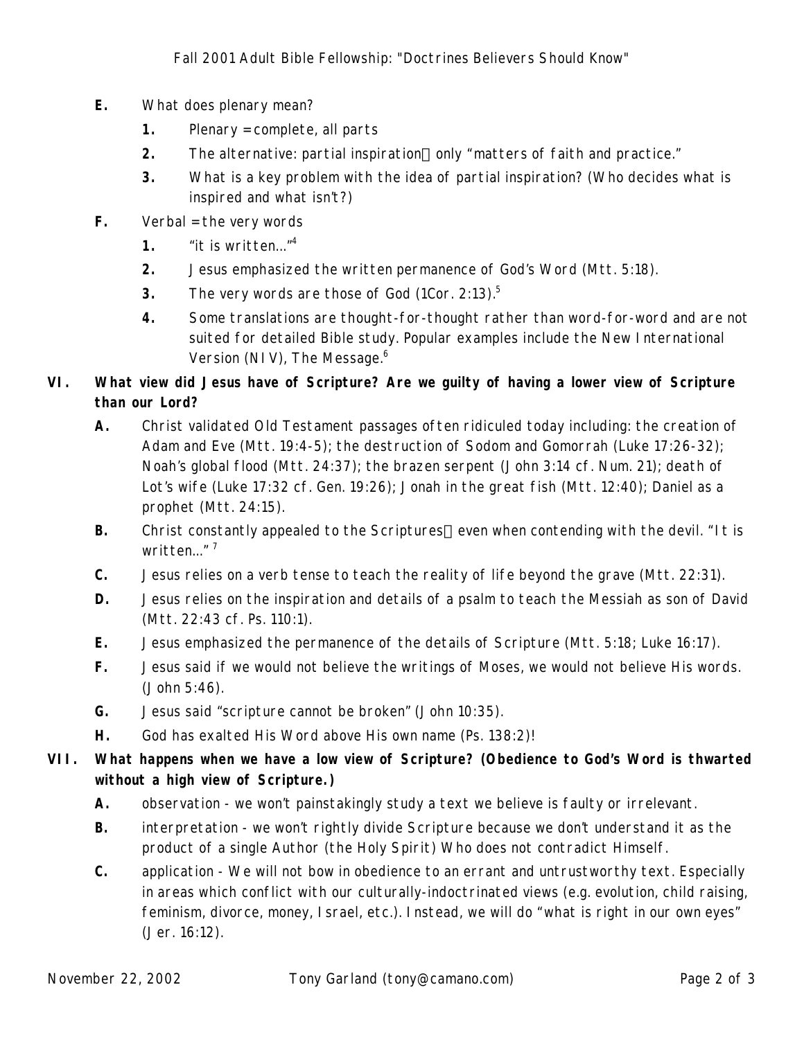- **E.** What does plenary mean?
  - **1.** Plenary = complete, all parts
  - **2.** The alternative: partial inspiration only “matters of faith and practice.”
  - **3.** What is a key problem with the idea of partial inspiration? (Who decides what is inspired and what isn't?)
- **F.** Verbal = the very words
  - **1.** “it is written...”[4]
  - **2.** Jesus emphasized the written permanence of God's Word (Mtt. 5:18).
  - **3.** The very words are those of God (1Cor. 2:13).[5]
  - **4.** Some translations are thought-for-thought rather than word-for-word and are not suited for detailed Bible study. Popular examples include the New International Version (NIV), The Message.[6]

**VI. What view did Jesus have of Scripture? Are we guilty of having a lower view of Scripture than our Lord?**

- **A.** Christ validated Old Testament passages often ridiculed today including: the creation of Adam and Eve (Mtt. 19:4-5); the destruction of Sodom and Gomorrah (Luke 17:26-32); Noah's global flood (Mtt. 24:37); the brazen serpent (John 3:14 cf. Num. 21); death of Lot's wife (Luke 17:32 cf. Gen. 19:26); Jonah in the great fish (Mtt. 12:40); Daniel as a prophet (Mtt. 24:15).
- **B.** Christ constantly appealed to the Scriptures even when contending with the devil. “It is written...” [7]
- **C.** Jesus relies on a verb tense to teach the reality of life beyond the grave (Mtt. 22:31).
- **D.** Jesus relies on the inspiration and details of a psalm to teach the Messiah as son of David (Mtt. 22:43 cf. Ps. 110:1).
- **E.** Jesus emphasized the permanence of the details of Scripture (Mtt. 5:18; Luke 16:17).
- **F.** Jesus said if we would not believe the writings of Moses, we would not believe His words. (John 5:46).
- **G.** Jesus said “scripture cannot be broken” (John 10:35).
- **H.** God has exalted His Word above His own name (Ps. 138:2)!

**VII. What happens when we have a low view of Scripture? (Obedience to God's Word is thwarted without a high view of Scripture.)**

- **A.** observation - we won't painstakingly study a text we believe is faulty or irrelevant.
- **B.** interpretation - we won't rightly divide Scripture because we don't understand it as the product of a single Author (the Holy Spirit) Who does not contradict Himself.
- **C.** application - We will not bow in obedience to an errant and untrustworthy text. Especially in areas which conflict with our culturally-indoctrinated views (e.g. evolution, child raising, feminism, divorce, money, Israel, etc.). Instead, we will do “what is right in our own eyes” (Jer. 16:12).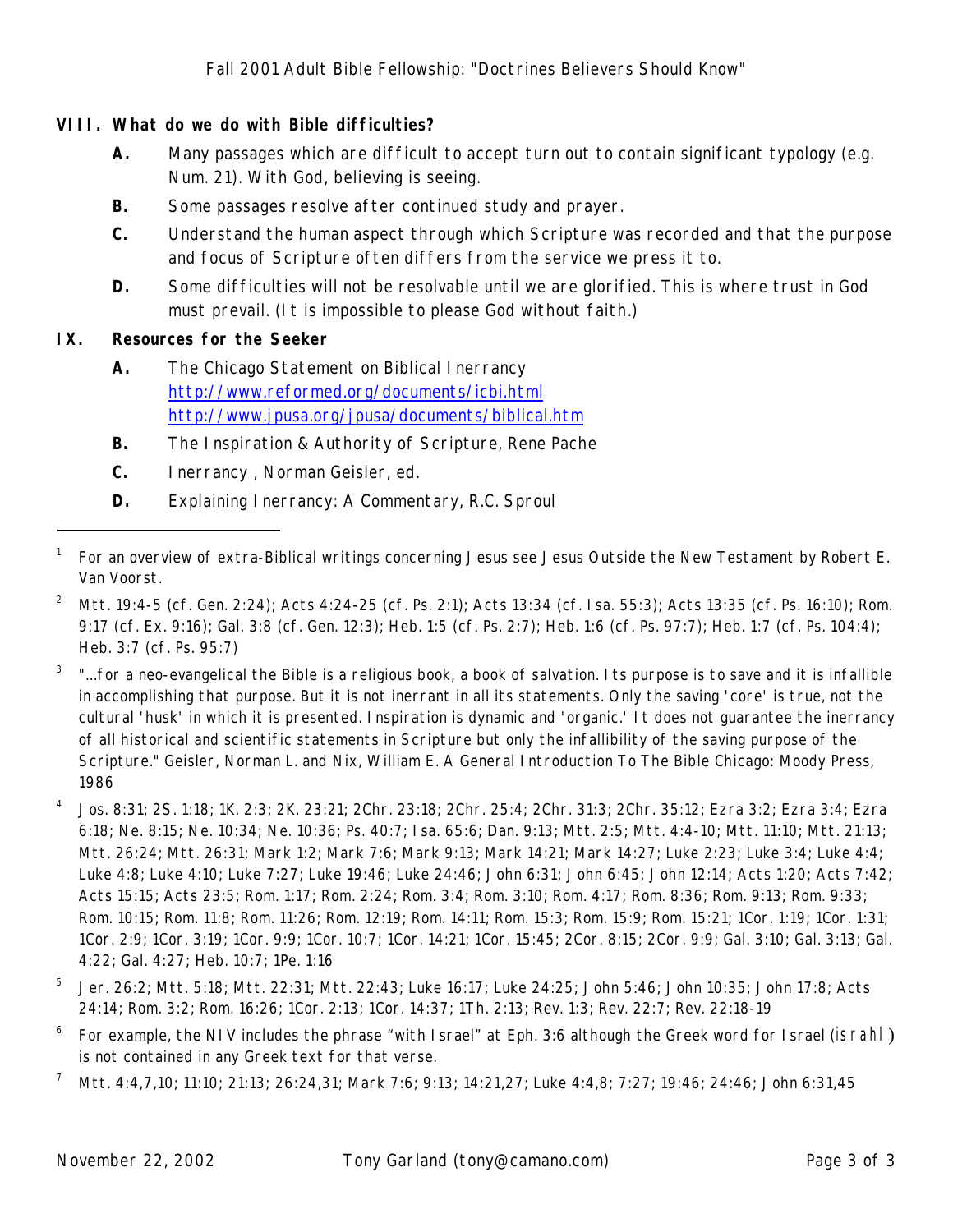## VIII. What do we do with Bible difficulties?

- **A.** Many passages which are difficult to accept turn out to contain significant typology (e.g. Num. 21). With God, believing is seeing.
- **B.** Some passages resolve after continued study and prayer.
- **C.** Understand the human aspect through which Scripture was recorded and that the purpose and focus of Scripture often differs from the service we press it to.
- **D.** Some difficulties will not be resolvable until we are glorified. This is where trust in God must prevail. (It is impossible to please God without faith.)

## IX. Resources for the Seeker

- **A.** The Chicago Statement on Biblical Inerrancy
  http://www.reformed.org/documents/icbi.html
  http://www.jpusa.org/jpusa/documents/biblical.htm
- **B.** The Inspiration & Authority of Scripture, Rene Pache
- **C.** Inerrancy , Norman Geisler, ed.
- **D.** Explaining Inerrancy: A Commentary, R.C. Sproul

---

[1] For an overview of extra-Biblical writings concerning Jesus see Jesus Outside the New Testament by Robert E. Van Voorst.

[2] Mtt. 19:4-5 (cf. Gen. 2:24); Acts 4:24-25 (cf. Ps. 2:1); Acts 13:34 (cf. Isa. 55:3); Acts 13:35 (cf. Ps. 16:10); Rom. 9:17 (cf. Ex. 9:16); Gal. 3:8 (cf. Gen. 12:3); Heb. 1:5 (cf. Ps. 2:7); Heb. 1:6 (cf. Ps. 97:7); Heb. 1:7 (cf. Ps. 104:4); Heb. 3:7 (cf. Ps. 95:7)

[3] "...for a neo-evangelical the Bible is a religious book, a book of salvation. Its purpose is to save and it is infallible in accomplishing that purpose. But it is not inerrant in all its statements. Only the saving 'core' is true, not the cultural 'husk' in which it is presented. Inspiration is dynamic and 'organic.' It does not guarantee the inerrancy of all historical and scientific statements in Scripture but only the infallibility of the saving purpose of the Scripture." Geisler, Norman L. and Nix, William E. A General Introduction To The Bible Chicago: Moody Press, 1986

[4] Jos. 8:31; 2S. 1:18; 1K. 2:3; 2K. 23:21; 2Chr. 23:18; 2Chr. 25:4; 2Chr. 31:3; 2Chr. 35:12; Ezra 3:2; Ezra 3:4; Ezra 6:18; Ne. 8:15; Ne. 10:34; Ne. 10:36; Ps. 40:7; Isa. 65:6; Dan. 9:13; Mtt. 2:5; Mtt. 4:4-10; Mtt. 11:10; Mtt. 21:13; Mtt. 26:24; Mtt. 26:31; Mark 1:2; Mark 7:6; Mark 9:13; Mark 14:21; Mark 14:27; Luke 2:23; Luke 3:4; Luke 4:4; Luke 4:8; Luke 4:10; Luke 7:27; Luke 19:46; Luke 24:46; John 6:31; John 6:45; John 12:14; Acts 1:20; Acts 7:42; Acts 15:15; Acts 23:5; Rom. 1:17; Rom. 2:24; Rom. 3:4; Rom. 3:10; Rom. 4:17; Rom. 8:36; Rom. 9:13; Rom. 9:33; Rom. 10:15; Rom. 11:8; Rom. 11:26; Rom. 12:19; Rom. 14:11; Rom. 15:3; Rom. 15:9; Rom. 15:21; 1Cor. 1:19; 1Cor. 1:31; 1Cor. 2:9; 1Cor. 3:19; 1Cor. 9:9; 1Cor. 10:7; 1Cor. 14:21; 1Cor. 15:45; 2Cor. 8:15; 2Cor. 9:9; Gal. 3:10; Gal. 3:13; Gal. 4:22; Gal. 4:27; Heb. 10:7; 1Pe. 1:16

[5] Jer. 26:2; Mtt. 5:18; Mtt. 22:31; Mtt. 22:43; Luke 16:17; Luke 24:25; John 5:46; John 10:35; John 17:8; Acts 24:14; Rom. 3:2; Rom. 16:26; 1Cor. 2:13; 1Cor. 14:37; 1Th. 2:13; Rev. 1:3; Rev. 22:7; Rev. 22:18-19

[6] For example, the NIV includes the phrase "with Israel" at Eph. 3:6 although the Greek word for Israel (israhl) is not contained in any Greek text for that verse.

[7] Mtt. 4:4,7,10; 11:10; 21:13; 26:24,31; Mark 7:6; 9:13; 14:21,27; Luke 4:4,8; 7:27; 19:46; 24:46; John 6:31,45